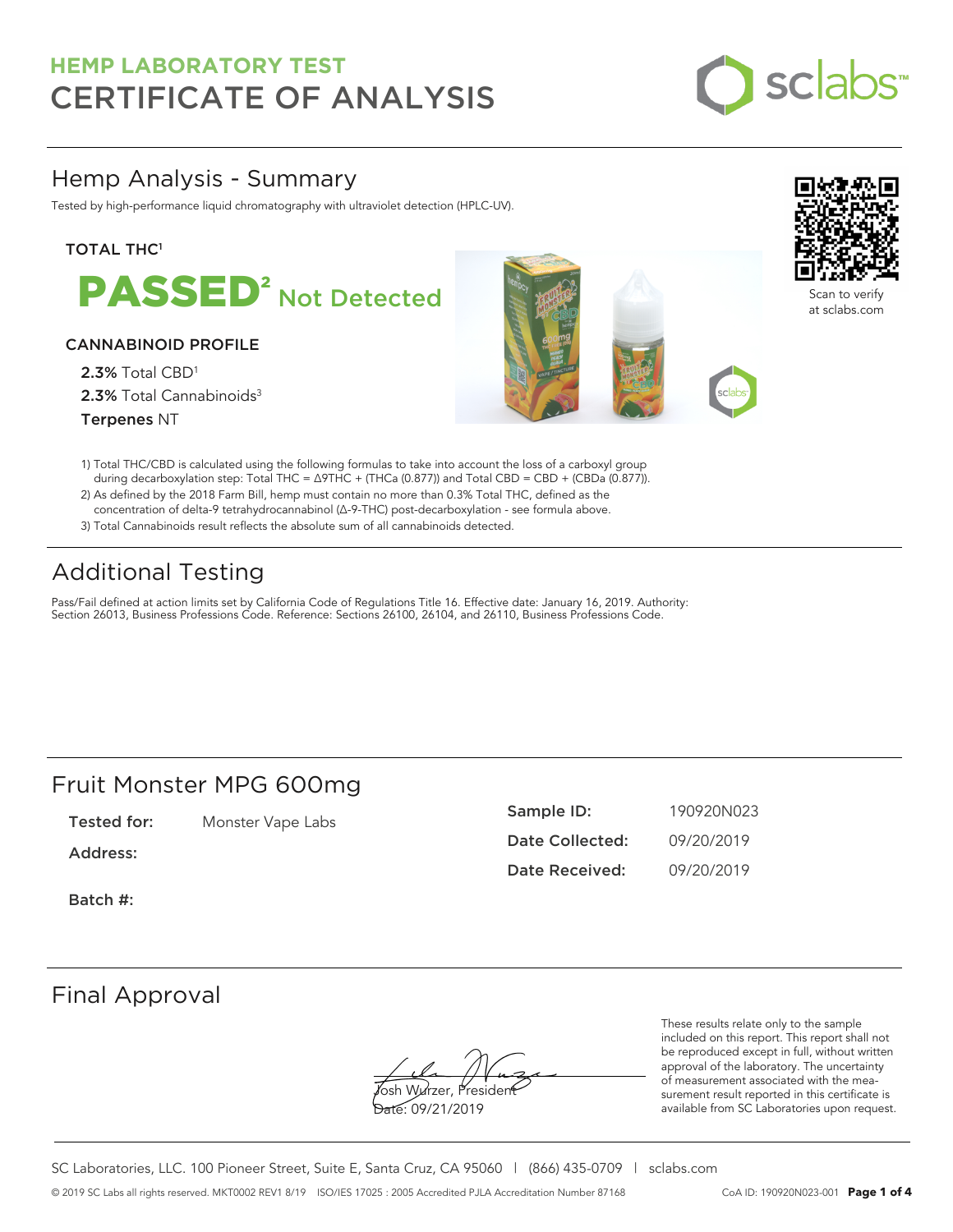## HEMP LABORATORY TEST

# CERTIFICATE OF ANALYSIS

## Hemp Analysis - Summary

Tested by high-performance liquid chromatography with ultraviolet detection (HPLC-UV).

**TOTAL THC[1]**

**PASSED[2] Not Detected**

**CANNABINOID PROFILE**

**2.3%** Total CBD[1]

**2.3%** Total Cannabinoids[3]

**Terpenes** NT

Scan to verify at sclabs.com

1) Total THC/CBD is calculated using the following formulas to take into account the loss of a carboxyl group during decarboxylation step: Total THC = Δ9THC + (THCa (0.877)) and Total CBD = CBD + (CBDa (0.877)).
2) As defined by the 2018 Farm Bill, hemp must contain no more than 0.3% Total THC, defined as the concentration of delta-9 tetrahydrocannabinol (Δ-9-THC) post-decarboxylation - see formula above.
3) Total Cannabinoids result reflects the absolute sum of all cannabinoids detected.

## Additional Testing

Pass/Fail defined at action limits set by California Code of Regulations Title 16. Effective date: January 16, 2019. Authority: Section 26013, Business Professions Code. Reference: Sections 26100, 26104, and 26110, Business Professions Code.

## Fruit Monster MPG 600mg

**Tested for:** Monster Vape Labs

**Address:**

**Batch #:**

**Sample ID:** 190920N023

**Date Collected:** 09/20/2019

**Date Received:** 09/20/2019

## Final Approval

Josh Wurzer, President

Date: 09/21/2019

These results relate only to the sample included on this report. This report shall not be reproduced except in full, without written approval of the laboratory. The uncertainty of measurement associated with the measurement result reported in this certificate is available from SC Laboratories upon request.

SC Laboratories, LLC. 100 Pioneer Street, Suite E, Santa Cruz, CA 95060 | (866) 435-0709 | sclabs.com

© 2019 SC Labs all rights reserved. MKT0002 REV1 8/19 ISO/IES 17025 : 2005 Accredited PJLA Accreditation Number 87168 CoA ID: 190920N023-001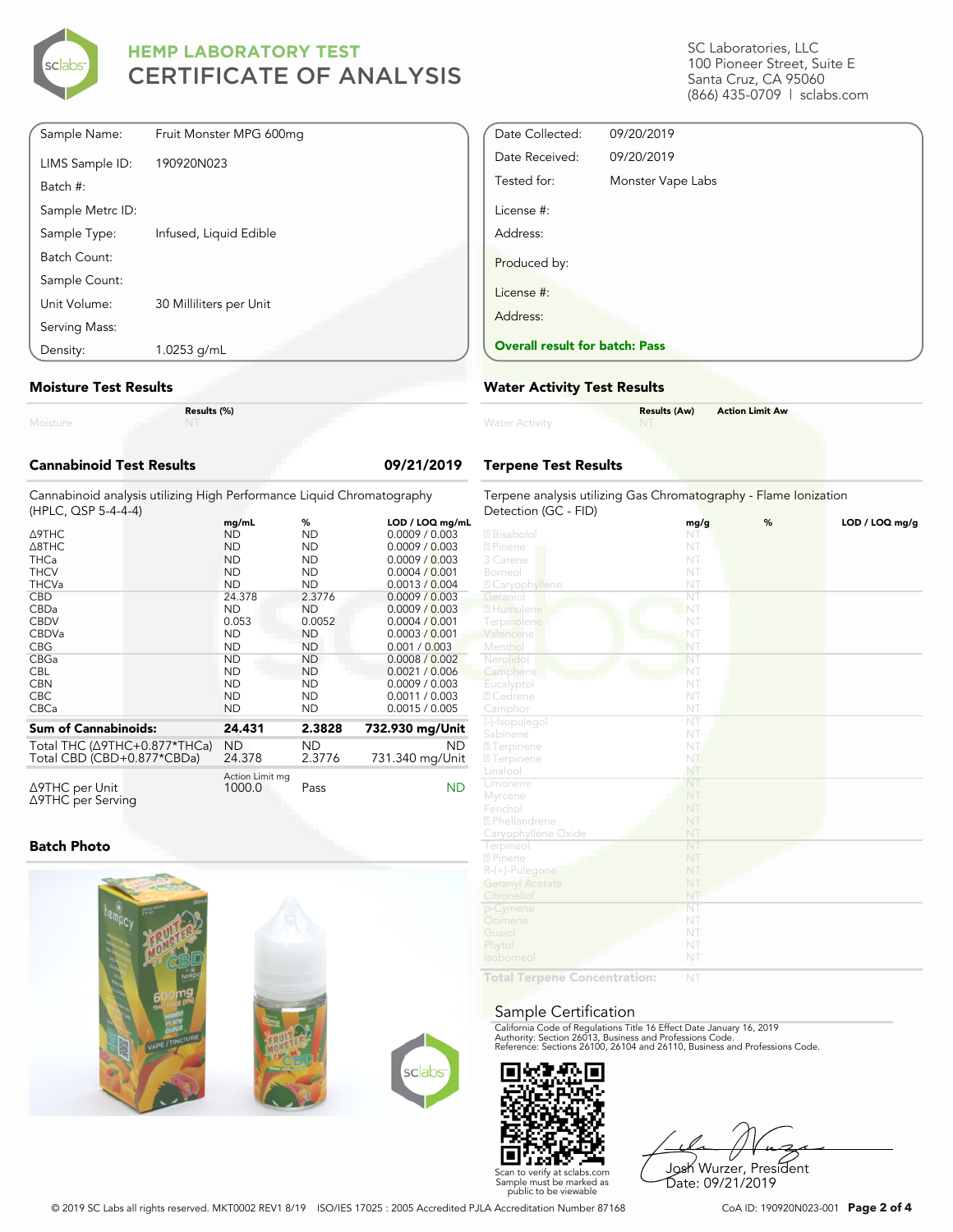# HEMP LABORATORY TEST
## CERTIFICATE OF ANALYSIS

SC Laboratories, LLC
100 Pioneer Street, Suite E
Santa Cruz, CA 95060
(866) 435-0709 | sclabs.com

| | |
|---|---|
| Sample Name: | Fruit Monster MPG 600mg |
| LIMS Sample ID: | 190920N023 |
| Batch #: | |
| Sample Metrc ID: | |
| Sample Type: | Infused, Liquid Edible |
| Batch Count: | |
| Sample Count: | |
| Unit Volume: | 30 Milliliters per Unit |
| Serving Mass: | |
| Density: | 1.0253 g/mL |

| | |
|---|---|
| Date Collected: | 09/20/2019 |
| Date Received: | 09/20/2019 |
| Tested for: | Monster Vape Labs |
| License #: | |
| Address: | |
| Produced by: | |
| License #: | |
| Address: | |

**Overall result for batch: Pass**

### Moisture Test Results

| | Results (%) |
|---|---|
| Moisture | NT |

### Water Activity Test Results

| | Results (Aw) | Action Limit Aw |
|---|---|---|
| Water Activity | NT | |

### Cannabinoid Test Results — 09/21/2019

Cannabinoid analysis utilizing High Performance Liquid Chromatography (HPLC, QSP 5-4-4-4)

| | mg/mL | % | LOD / LOQ mg/mL |
|---|---|---|---|
| Δ9THC | ND | ND | 0.0009 / 0.003 |
| Δ8THC | ND | ND | 0.0009 / 0.003 |
| THCa | ND | ND | 0.0009 / 0.003 |
| THCV | ND | ND | 0.0004 / 0.001 |
| THCVa | ND | ND | 0.0013 / 0.004 |
| CBD | 24.378 | 2.3776 | 0.0009 / 0.003 |
| CBDa | ND | ND | 0.0009 / 0.003 |
| CBDV | 0.053 | 0.0052 | 0.0004 / 0.001 |
| CBDVa | ND | ND | 0.0003 / 0.001 |
| CBG | ND | ND | 0.001 / 0.003 |
| CBGa | ND | ND | 0.0008 / 0.002 |
| CBL | ND | ND | 0.0021 / 0.006 |
| CBN | ND | ND | 0.0009 / 0.003 |
| CBC | ND | ND | 0.0011 / 0.003 |
| CBCa | ND | ND | 0.0015 / 0.005 |
| **Sum of Cannabinoids:** | **24.431** | **2.3828** | **732.930 mg/Unit** |
| Total THC (Δ9THC+0.877*THCa) | ND | ND | ND |
| Total CBD (CBD+0.877*CBDa) | 24.378 | 2.3776 | 731.340 mg/Unit |

| | Action Limit mg | | |
|---|---|---|---|
| Δ9THC per Unit | 1000.0 | Pass | ND |
| Δ9THC per Serving | | | |

### Terpene Test Results

Terpene analysis utilizing Gas Chromatography - Flame Ionization Detection (GC - FID)

| | mg/g | % | LOD / LOQ mg/g |
|---|---|---|---|
| Bisabolol | NT | | |
| Pinene | NT | | |
| 3 Carene | NT | | |
| Borneol | NT | | |
| Caryophyllene | NT | | |
| Geraniol | NT | | |
| Humulene | NT | | |
| Terpinolene | NT | | |
| Valencene | NT | | |
| Menthol | NT | | |
| Nerolidol | NT | | |
| Camphene | NT | | |
| Eucalyptol | NT | | |
| Cedrene | NT | | |
| Camphor | NT | | |
| (-)-Isopulegol | NT | | |
| Sabinene | NT | | |
| Terpinene | NT | | |
| Terpinene | NT | | |
| Linalool | NT | | |
| Limonene | NT | | |
| Myrcene | NT | | |
| Fenchol | NT | | |
| Phellandrene | NT | | |
| Caryophyllene Oxide | NT | | |
| Terpineol | NT | | |
| Pinene | NT | | |
| R-(+)-Pulegone | NT | | |
| Geranyl Acetate | NT | | |
| Citronellol | NT | | |
| p-Cymene | NT | | |
| Ocimene | NT | | |
| Guaiol | NT | | |
| Phytol | NT | | |
| Isoborneol | NT | | |
| **Total Terpene Concentration:** | NT | | |

### Batch Photo

### Sample Certification

California Code of Regulations Title 16 Effect Date January 16, 2019
Authority: Section 26013, Business and Professions Code.
Reference: Sections 26100, 26104 and 26110, Business and Professions Code.

Scan to verify at sclabs.com
Sample must be marked as public to be viewable

Josh Wurzer, President
Date: 09/21/2019

© 2019 SC Labs all rights reserved. MKT0002 REV1 8/19 ISO/IES 17025 : 2005 Accredited PJLA Accreditation Number 87168

CoA ID: 190920N023-001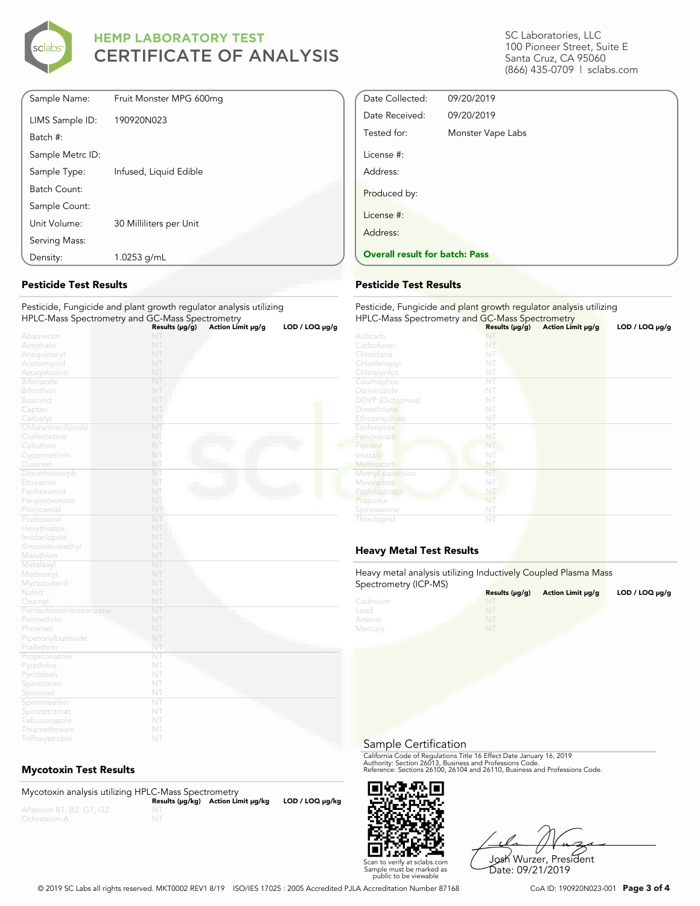# HEMP LABORATORY TEST
# CERTIFICATE OF ANALYSIS

SC Laboratories, LLC
100 Pioneer Street, Suite E
Santa Cruz, CA 95060
(866) 435-0709 | sclabs.com

| | |
|---|---|
| Sample Name: | Fruit Monster MPG 600mg |
| LIMS Sample ID: | 190920N023 |
| Batch #: | |
| Sample Metrc ID: | |
| Sample Type: | Infused, Liquid Edible |
| Batch Count: | |
| Sample Count: | |
| Unit Volume: | 30 Milliliters per Unit |
| Serving Mass: | |
| Density: | 1.0253 g/mL |

| | |
|---|---|
| Date Collected: | 09/20/2019 |
| Date Received: | 09/20/2019 |
| Tested for: | Monster Vape Labs |
| License #: | |
| Address: | |
| Produced by: | |
| License #: | |
| Address: | |

**Overall result for batch: Pass**

## Pesticide Test Results

Pesticide, Fungicide and plant growth regulator analysis utilizing HPLC-Mass Spectrometry and GC-Mass Spectrometry

| | Results (µg/g) | Action Limit µg/g | LOD / LOQ µg/g |
|---|---|---|---|
| Abamectin | NT | | |
| Acephate | NT | | |
| Acequinocyl | NT | | |
| Acetamiprid | NT | | |
| Azoxystrobin | NT | | |
| Bifenazate | NT | | |
| Bifenthrin | NT | | |
| Boscalid | NT | | |
| Captan | NT | | |
| Carbaryl | NT | | |
| Chlorantraniliprole | NT | | |
| Clofentezine | NT | | |
| Cyfluthrin | NT | | |
| Cypermethrin | NT | | |
| Diazinon | NT | | |
| Dimethomorph | NT | | |
| Etoxazole | NT | | |
| Fenhexamid | NT | | |
| Fenpyroximate | NT | | |
| Flonicamid | NT | | |
| Fludioxonil | NT | | |
| Hexythiazox | NT | | |
| Imidacloprid | NT | | |
| Kresoxim-methyl | NT | | |
| Malathion | NT | | |
| Metalaxyl | NT | | |
| Methomyl | NT | | |
| Myclobutanil | NT | | |
| Naled | NT | | |
| Oxamyl | NT | | |
| Pentachloronitrobenzene | NT | | |
| Permethrin | NT | | |
| Phosmet | NT | | |
| Piperonylbutoxide | NT | | |
| Prallethrin | NT | | |
| Propiconazole | NT | | |
| Pyrethrins | NT | | |
| Pyridaben | NT | | |
| Spinetoram | NT | | |
| Spinosad | NT | | |
| Spiromesifen | NT | | |
| Spirotetramat | NT | | |
| Tebuconazole | NT | | |
| Thiamethoxam | NT | | |
| Trifloxystrobin | NT | | |

## Pesticide Test Results

Pesticide, Fungicide and plant growth regulator analysis utilizing HPLC-Mass Spectrometry and GC-Mass Spectrometry

| | Results (µg/g) | Action Limit µg/g | LOD / LOQ µg/g |
|---|---|---|---|
| Aldicarb | NT | | |
| Carbofuran | NT | | |
| Chlordane | NT | | |
| Chlorfenapyr | NT | | |
| Chlorpyrifos | NT | | |
| Coumaphos | NT | | |
| Daminozide | NT | | |
| DDVP (Dichlorvos) | NT | | |
| Dimethoate | NT | | |
| Ethoprop(hos) | NT | | |
| Etofenprox | NT | | |
| Fenoxycarb | NT | | |
| Fipronil | NT | | |
| Imazalil | NT | | |
| Methiocarb | NT | | |
| Methyl parathion | NT | | |
| Mevinphos | NT | | |
| Paclobutrazol | NT | | |
| Propoxur | NT | | |
| Spiroxamine | NT | | |
| Thiacloprid | NT | | |

## Heavy Metal Test Results

Heavy metal analysis utilizing Inductively Coupled Plasma Mass Spectrometry (ICP-MS)

| | Results (µg/g) | Action Limit µg/g | LOD / LOQ µg/g |
|---|---|---|---|
| Cadmium | NT | | |
| Lead | NT | | |
| Arsenic | NT | | |
| Mercury | NT | | |

## Mycotoxin Test Results

Mycotoxin analysis utilizing HPLC-Mass Spectrometry

| | Results (µg/kg) | Action Limit µg/kg | LOD / LOQ µg/kg |
|---|---|---|---|
| Aflatoxin B1, B2, G1, G2 | NT | | |
| Ochratoxin A | NT | | |

## Sample Certification

California Code of Regulations Title 16 Effect Date January 16, 2019
Authority: Section 26013, Business and Professions Code.
Reference: Sections 26100, 26104 and 26110, Business and Professions Code.

Scan to verify at sclabs.com
Sample must be marked as public to be viewable

Josh Wurzer, President
Date: 09/21/2019

© 2019 SC Labs all rights reserved. MKT0002 REV1 8/19 ISO/IES 17025 : 2005 Accredited PJLA Accreditation Number 87168

CoA ID: 190920N023-001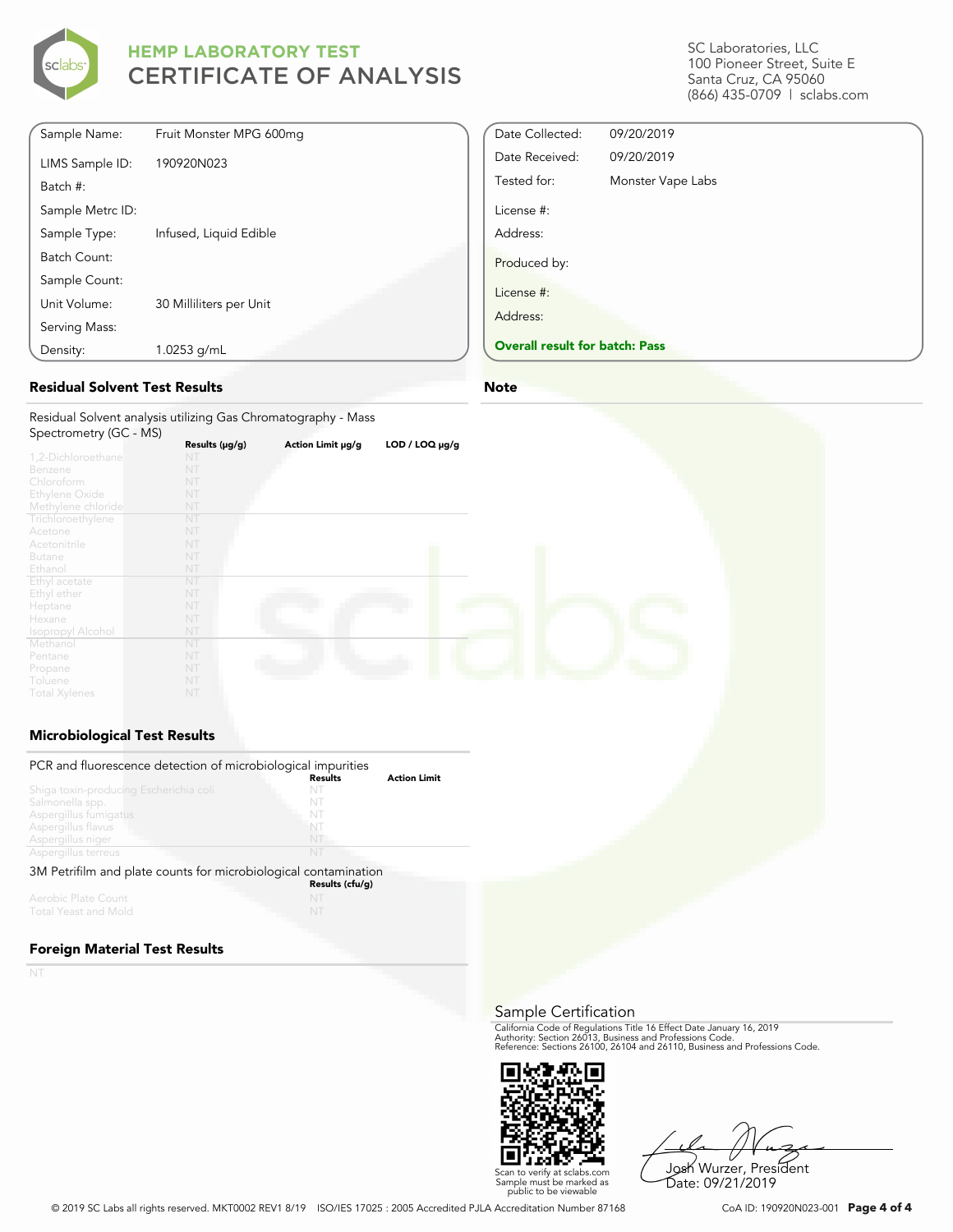# HEMP LABORATORY TEST
# CERTIFICATE OF ANALYSIS

SC Laboratories, LLC
100 Pioneer Street, Suite E
Santa Cruz, CA 95060
(866) 435-0709 | sclabs.com

| | |
|---|---|
| Sample Name: | Fruit Monster MPG 600mg |
| LIMS Sample ID: | 190920N023 |
| Batch #: | |
| Sample Metrc ID: | |
| Sample Type: | Infused, Liquid Edible |
| Batch Count: | |
| Sample Count: | |
| Unit Volume: | 30 Milliliters per Unit |
| Serving Mass: | |
| Density: | 1.0253 g/mL |

| | |
|---|---|
| Date Collected: | 09/20/2019 |
| Date Received: | 09/20/2019 |
| Tested for: | Monster Vape Labs |
| License #: | |
| Address: | |
| Produced by: | |
| License #: | |
| Address: | |

**Overall result for batch: Pass**

## Residual Solvent Test Results

Residual Solvent analysis utilizing Gas Chromatography - Mass Spectrometry (GC - MS)

| | Results (µg/g) | Action Limit µg/g | LOD / LOQ µg/g |
|---|---|---|---|
| 1,2-Dichloroethane | NT | | |
| Benzene | NT | | |
| Chloroform | NT | | |
| Ethylene Oxide | NT | | |
| Methylene chloride | NT | | |
| Trichloroethylene | NT | | |
| Acetone | NT | | |
| Acetonitrile | NT | | |
| Butane | NT | | |
| Ethanol | NT | | |
| Ethyl acetate | NT | | |
| Ethyl ether | NT | | |
| Heptane | NT | | |
| Hexane | NT | | |
| Isopropyl Alcohol | NT | | |
| Methanol | NT | | |
| Pentane | NT | | |
| Propane | NT | | |
| Toluene | NT | | |
| Total Xylenes | NT | | |

## Note

## Microbiological Test Results

PCR and fluorescence detection of microbiological impurities

| | Results | Action Limit |
|---|---|---|
| Shiga toxin-producing Escherichia coli | NT | |
| Salmonella spp. | NT | |
| Aspergillus fumigatus | NT | |
| Aspergillus flavus | NT | |
| Aspergillus niger | NT | |
| Aspergillus terreus | NT | |

3M Petrifilm and plate counts for microbiological contamination

| | Results (cfu/g) |
|---|---|
| Aerobic Plate Count | NT |
| Total Yeast and Mold | NT |

## Foreign Material Test Results

NT

## Sample Certification

California Code of Regulations Title 16 Effect Date January 16, 2019
Authority: Section 26013, Business and Professions Code.
Reference: Sections 26100, 26104 and 26110, Business and Professions Code.

Scan to verify at sclabs.com
Sample must be marked as public to be viewable

Josh Wurzer, President
Date: 09/21/2019

© 2019 SC Labs all rights reserved. MKT0002 REV1 8/19 ISO/IES 17025 : 2005 Accredited PJLA Accreditation Number 87168

CoA ID: 190920N023-001